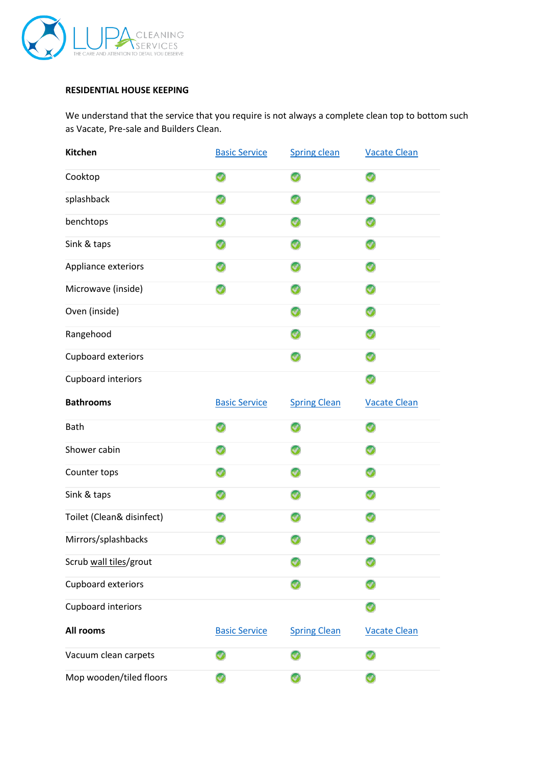LUPA CLEANING SERVICES
THE CARE AND ATTENTION TO DETAIL YOU DESERVE

## RESIDENTIAL HOUSE KEEPING

We understand that the service that you require is not always a complete clean top to bottom such as Vacate, Pre-sale and Builders Clean.

| **Kitchen** | Basic Service | Spring clean | Vacate Clean |
|---|---|---|---|
| Cooktop | ✓ | ✓ | ✓ |
| splashback | ✓ | ✓ | ✓ |
| benchtops | ✓ | ✓ | ✓ |
| Sink & taps | ✓ | ✓ | ✓ |
| Appliance exteriors | ✓ | ✓ | ✓ |
| Microwave (inside) | ✓ | ✓ | ✓ |
| Oven (inside) | | ✓ | ✓ |
| Rangehood | | ✓ | ✓ |
| Cupboard exteriors | | ✓ | ✓ |
| Cupboard interiors | | | ✓ |

| **Bathrooms** | Basic Service | Spring Clean | Vacate Clean |
|---|---|---|---|
| Bath | ✓ | ✓ | ✓ |
| Shower cabin | ✓ | ✓ | ✓ |
| Counter tops | ✓ | ✓ | ✓ |
| Sink & taps | ✓ | ✓ | ✓ |
| Toilet (Clean& disinfect) | ✓ | ✓ | ✓ |
| Mirrors/splashbacks | ✓ | ✓ | ✓ |
| Scrub wall tiles/grout | | ✓ | ✓ |
| Cupboard exteriors | | ✓ | ✓ |
| Cupboard interiors | | | ✓ |

| **All rooms** | Basic Service | Spring Clean | Vacate Clean |
|---|---|---|---|
| Vacuum clean carpets | ✓ | ✓ | ✓ |
| Mop wooden/tiled floors | ✓ | ✓ | ✓ |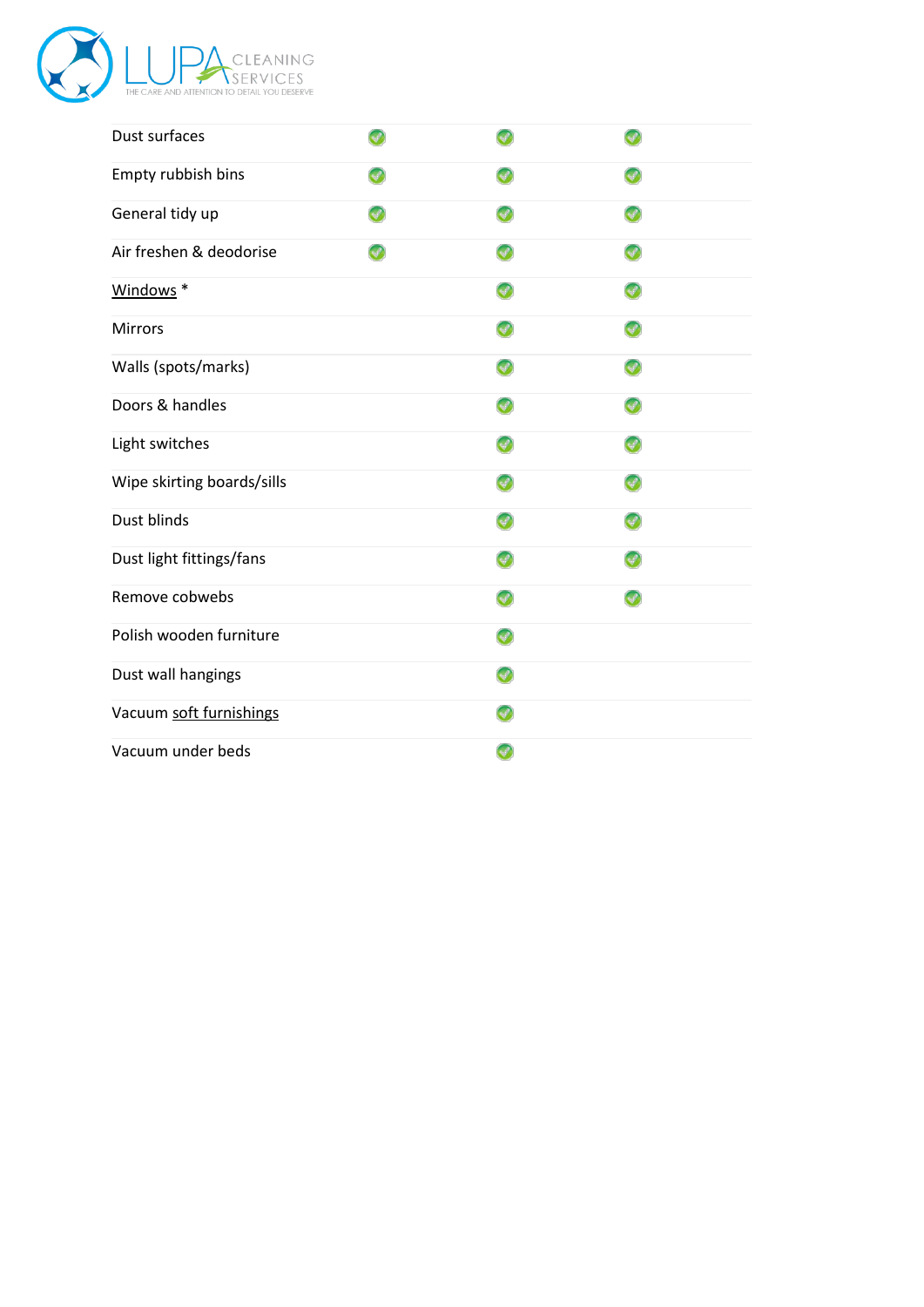| | | | |
|---|---|---|---|
| Dust surfaces | ✓ | ✓ | ✓ |
| Empty rubbish bins | ✓ | ✓ | ✓ |
| General tidy up | ✓ | ✓ | ✓ |
| Air freshen & deodorise | ✓ | ✓ | ✓ |
| Windows * | | ✓ | ✓ |
| Mirrors | | ✓ | ✓ |
| Walls (spots/marks) | | ✓ | ✓ |
| Doors & handles | | ✓ | ✓ |
| Light switches | | ✓ | ✓ |
| Wipe skirting boards/sills | | ✓ | ✓ |
| Dust blinds | | ✓ | ✓ |
| Dust light fittings/fans | | ✓ | ✓ |
| Remove cobwebs | | ✓ | ✓ |
| Polish wooden furniture | | ✓ | |
| Dust wall hangings | | ✓ | |
| Vacuum soft furnishings | | ✓ | |
| Vacuum under beds | | ✓ | |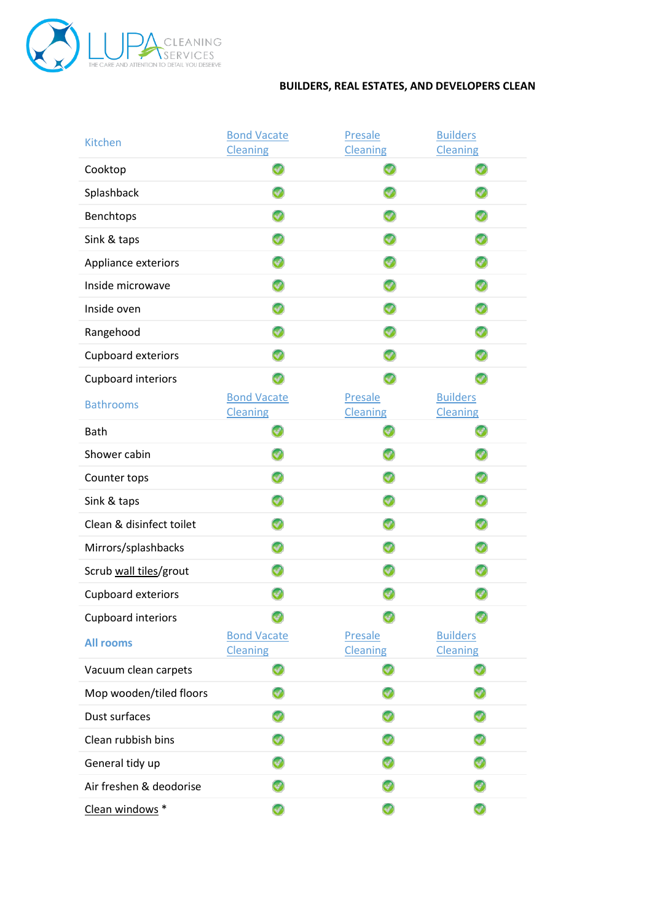LUPA CLEANING SERVICES
THE CARE AND ATTENTION TO DETAIL YOU DESERVE

**BUILDERS, REAL ESTATES, AND DEVELOPERS CLEAN**

| Kitchen | Bond Vacate Cleaning | Presale Cleaning | Builders Cleaning |
|---|---|---|---|
| Cooktop | ✓ | ✓ | ✓ |
| Splashback | ✓ | ✓ | ✓ |
| Benchtops | ✓ | ✓ | ✓ |
| Sink & taps | ✓ | ✓ | ✓ |
| Appliance exteriors | ✓ | ✓ | ✓ |
| Inside microwave | ✓ | ✓ | ✓ |
| Inside oven | ✓ | ✓ | ✓ |
| Rangehood | ✓ | ✓ | ✓ |
| Cupboard exteriors | ✓ | ✓ | ✓ |
| Cupboard interiors | ✓ | ✓ | ✓ |
| **Bathrooms** | **Bond Vacate Cleaning** | **Presale Cleaning** | **Builders Cleaning** |
| Bath | ✓ | ✓ | ✓ |
| Shower cabin | ✓ | ✓ | ✓ |
| Counter tops | ✓ | ✓ | ✓ |
| Sink & taps | ✓ | ✓ | ✓ |
| Clean & disinfect toilet | ✓ | ✓ | ✓ |
| Mirrors/splashbacks | ✓ | ✓ | ✓ |
| Scrub wall tiles/grout | ✓ | ✓ | ✓ |
| Cupboard exteriors | ✓ | ✓ | ✓ |
| Cupboard interiors | ✓ | ✓ | ✓ |
| **All rooms** | **Bond Vacate Cleaning** | **Presale Cleaning** | **Builders Cleaning** |
| Vacuum clean carpets | ✓ | ✓ | ✓ |
| Mop wooden/tiled floors | ✓ | ✓ | ✓ |
| Dust surfaces | ✓ | ✓ | ✓ |
| Clean rubbish bins | ✓ | ✓ | ✓ |
| General tidy up | ✓ | ✓ | ✓ |
| Air freshen & deodorise | ✓ | ✓ | ✓ |
| Clean windows * | ✓ | ✓ | ✓ |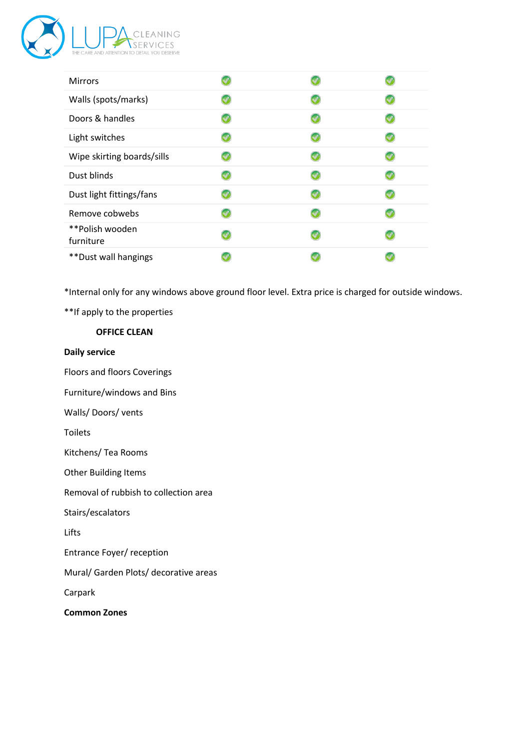| | | | |
|---|---|---|---|
| Mirrors | ✓ | ✓ | ✓ |
| Walls (spots/marks) | ✓ | ✓ | ✓ |
| Doors & handles | ✓ | ✓ | ✓ |
| Light switches | ✓ | ✓ | ✓ |
| Wipe skirting boards/sills | ✓ | ✓ | ✓ |
| Dust blinds | ✓ | ✓ | ✓ |
| Dust light fittings/fans | ✓ | ✓ | ✓ |
| Remove cobwebs | ✓ | ✓ | ✓ |
| **Polish wooden furniture | ✓ | ✓ | ✓ |
| **Dust wall hangings | ✓ | ✓ | ✓ |

*Internal only for any windows above ground floor level. Extra price is charged for outside windows.

**If apply to the properties

**OFFICE CLEAN**

**Daily service**

Floors and floors Coverings

Furniture/windows and Bins

Walls/ Doors/ vents

Toilets

Kitchens/ Tea Rooms

Other Building Items

Removal of rubbish to collection area

Stairs/escalators

Lifts

Entrance Foyer/ reception

Mural/ Garden Plots/ decorative areas

Carpark

**Common Zones**